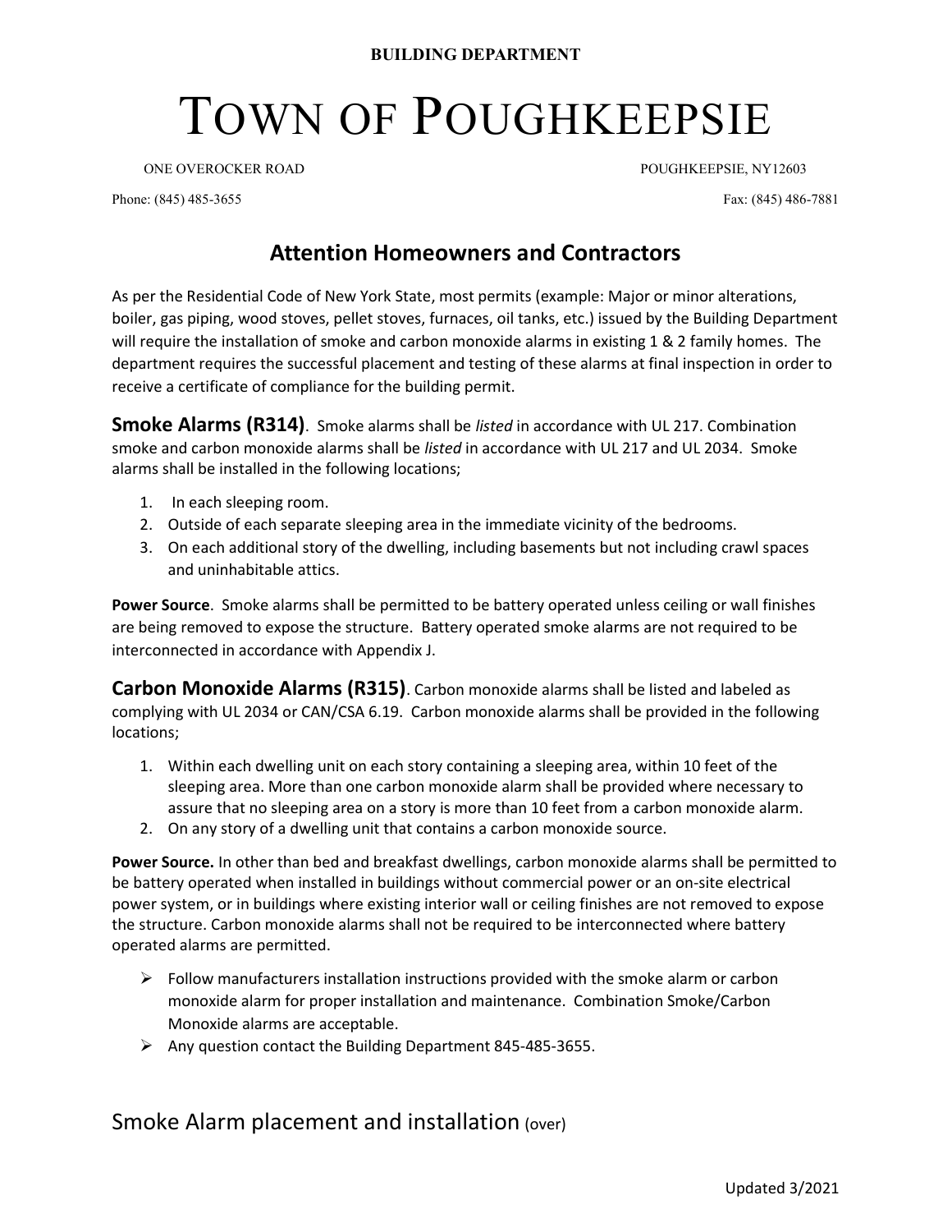**BUILDING DEPARTMENT**

# TOWN OF POUGHKEEPSIE

ONE OVEROCKER ROAD POUGHKEEPSIE, NY12603

Phone: (845) 485-3655 Fax: (845) 486-7881

## Attention Homeowners and Contractors

As per the Residential Code of New York State, most permits (example: Major or minor alterations, boiler, gas piping, wood stoves, pellet stoves, furnaces, oil tanks, etc.) issued by the Building Department will require the installation of smoke and carbon monoxide alarms in existing 1 & 2 family homes. The department requires the successful placement and testing of these alarms at final inspection in order to receive a certificate of compliance for the building permit.

**Smoke Alarms (R314)**. Smoke alarms shall be *listed* in accordance with UL 217. Combination smoke and carbon monoxide alarms shall be *listed* in accordance with UL 217 and UL 2034. Smoke alarms shall be installed in the following locations;

1. In each sleeping room.
2. Outside of each separate sleeping area in the immediate vicinity of the bedrooms.
3. On each additional story of the dwelling, including basements but not including crawl spaces and uninhabitable attics.

**Power Source**. Smoke alarms shall be permitted to be battery operated unless ceiling or wall finishes are being removed to expose the structure. Battery operated smoke alarms are not required to be interconnected in accordance with Appendix J.

**Carbon Monoxide Alarms (R315)**. Carbon monoxide alarms shall be listed and labeled as complying with UL 2034 or CAN/CSA 6.19. Carbon monoxide alarms shall be provided in the following locations;

1. Within each dwelling unit on each story containing a sleeping area, within 10 feet of the sleeping area. More than one carbon monoxide alarm shall be provided where necessary to assure that no sleeping area on a story is more than 10 feet from a carbon monoxide alarm.
2. On any story of a dwelling unit that contains a carbon monoxide source.

**Power Source.** In other than bed and breakfast dwellings, carbon monoxide alarms shall be permitted to be battery operated when installed in buildings without commercial power or an on-site electrical power system, or in buildings where existing interior wall or ceiling finishes are not removed to expose the structure. Carbon monoxide alarms shall not be required to be interconnected where battery operated alarms are permitted.

- Follow manufacturers installation instructions provided with the smoke alarm or carbon monoxide alarm for proper installation and maintenance. Combination Smoke/Carbon Monoxide alarms are acceptable.
- Any question contact the Building Department 845-485-3655.

## Smoke Alarm placement and installation (over)

Updated 3/2021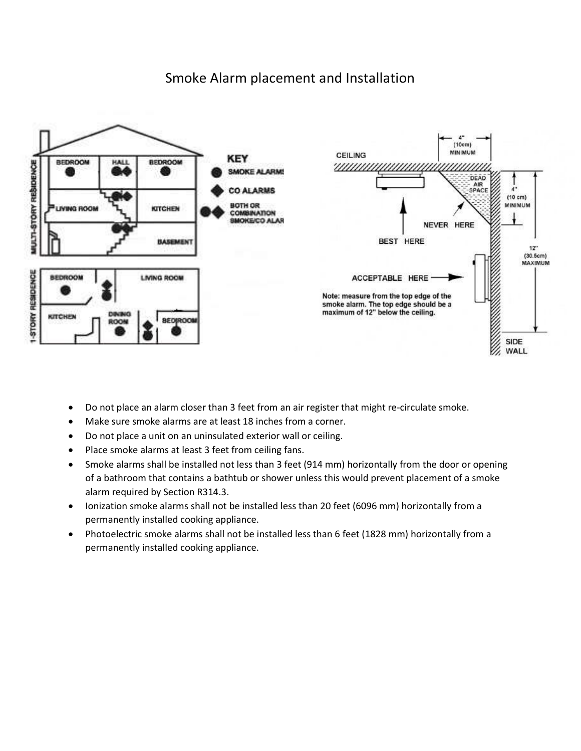# Smoke Alarm placement and Installation

MULTI-STORY RESIDENCE

BEDROOM

HALL

BEDROOM

LIVING ROOM

KITCHEN

BASEMENT

1-STORY RESIDENCE

BEDROOM

LIVING ROOM

KITCHEN

DINING ROOM

BEDROOM

KEY

SMOKE ALARMS

CO ALARMS

BOTH OR COMBINATION SMOKE/CO ALAR

4" (10cm) MINIMUM

CEILING

DEAD AIR SPACE

4" (10 cm) MINIMUM

NEVER HERE

BEST HERE

12" (30.5cm) MAXIMUM

ACCEPTABLE HERE

Note: measure from the top edge of the smoke alarm. The top edge should be a maximum of 12" below the ceiling.

SIDE WALL

- Do not place an alarm closer than 3 feet from an air register that might re-circulate smoke.
- Make sure smoke alarms are at least 18 inches from a corner.
- Do not place a unit on an uninsulated exterior wall or ceiling.
- Place smoke alarms at least 3 feet from ceiling fans.
- Smoke alarms shall be installed not less than 3 feet (914 mm) horizontally from the door or opening of a bathroom that contains a bathtub or shower unless this would prevent placement of a smoke alarm required by Section R314.3.
- Ionization smoke alarms shall not be installed less than 20 feet (6096 mm) horizontally from a permanently installed cooking appliance.
- Photoelectric smoke alarms shall not be installed less than 6 feet (1828 mm) horizontally from a permanently installed cooking appliance.